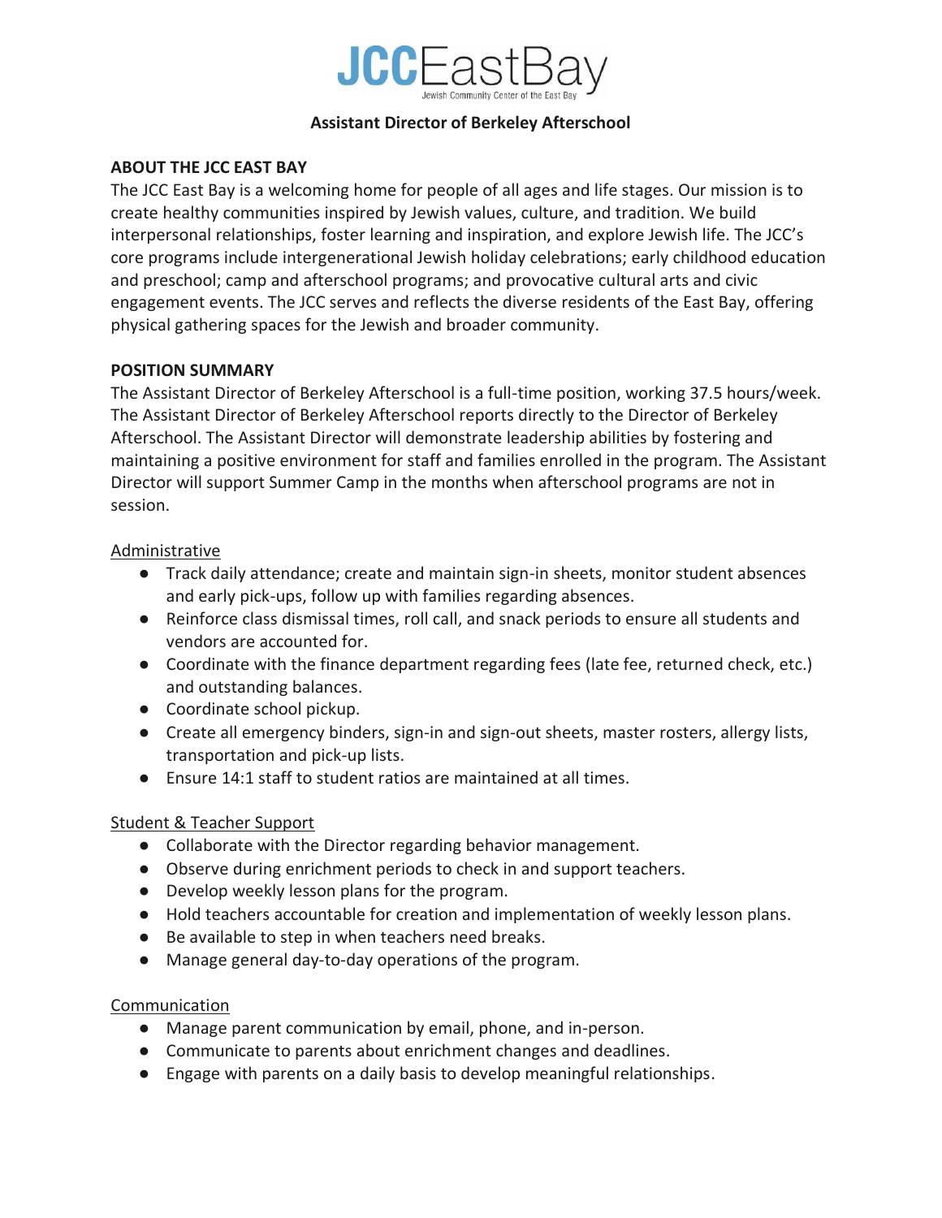# JCCEastBay

Jewish Community Center of the East Bay

## Assistant Director of Berkeley Afterschool

### ABOUT THE JCC EAST BAY

The JCC East Bay is a welcoming home for people of all ages and life stages. Our mission is to create healthy communities inspired by Jewish values, culture, and tradition. We build interpersonal relationships, foster learning and inspiration, and explore Jewish life. The JCC's core programs include intergenerational Jewish holiday celebrations; early childhood education and preschool; camp and afterschool programs; and provocative cultural arts and civic engagement events. The JCC serves and reflects the diverse residents of the East Bay, offering physical gathering spaces for the Jewish and broader community.

### POSITION SUMMARY

The Assistant Director of Berkeley Afterschool is a full-time position, working 37.5 hours/week. The Assistant Director of Berkeley Afterschool reports directly to the Director of Berkeley Afterschool. The Assistant Director will demonstrate leadership abilities by fostering and maintaining a positive environment for staff and families enrolled in the program. The Assistant Director will support Summer Camp in the months when afterschool programs are not in session.

Administrative

- Track daily attendance; create and maintain sign-in sheets, monitor student absences and early pick-ups, follow up with families regarding absences.
- Reinforce class dismissal times, roll call, and snack periods to ensure all students and vendors are accounted for.
- Coordinate with the finance department regarding fees (late fee, returned check, etc.) and outstanding balances.
- Coordinate school pickup.
- Create all emergency binders, sign-in and sign-out sheets, master rosters, allergy lists, transportation and pick-up lists.
- Ensure 14:1 staff to student ratios are maintained at all times.

Student & Teacher Support

- Collaborate with the Director regarding behavior management.
- Observe during enrichment periods to check in and support teachers.
- Develop weekly lesson plans for the program.
- Hold teachers accountable for creation and implementation of weekly lesson plans.
- Be available to step in when teachers need breaks.
- Manage general day-to-day operations of the program.

Communication

- Manage parent communication by email, phone, and in-person.
- Communicate to parents about enrichment changes and deadlines.
- Engage with parents on a daily basis to develop meaningful relationships.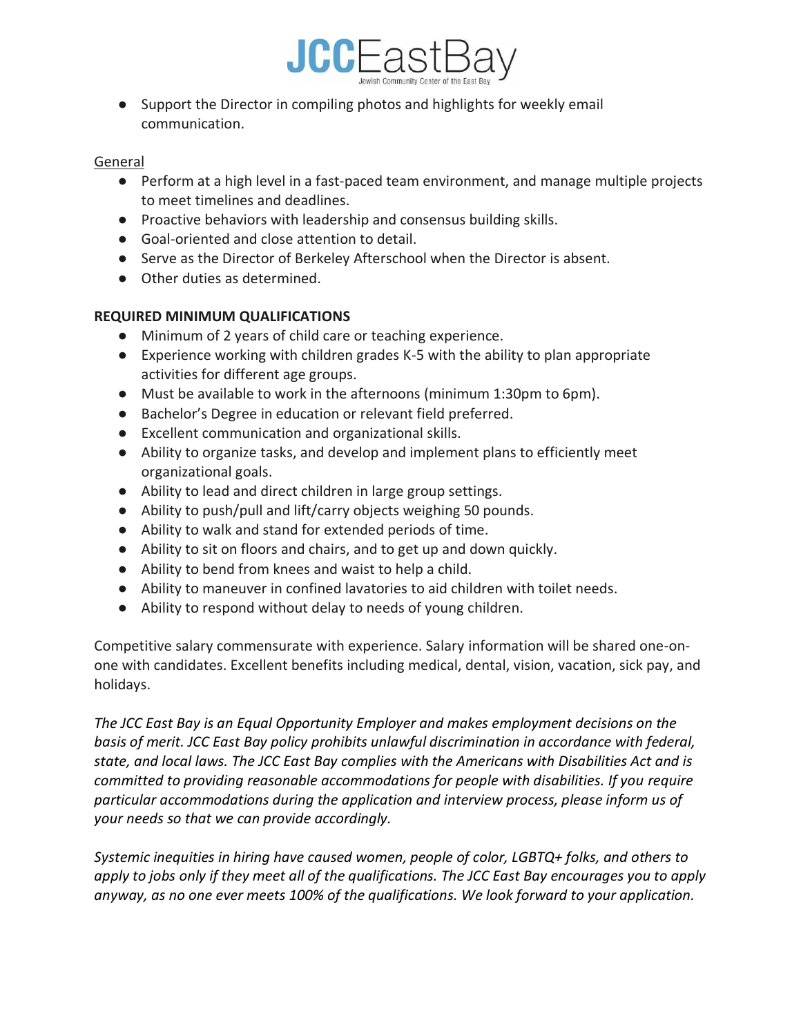- Support the Director in compiling photos and highlights for weekly email communication.

General

- Perform at a high level in a fast-paced team environment, and manage multiple projects to meet timelines and deadlines.
- Proactive behaviors with leadership and consensus building skills.
- Goal-oriented and close attention to detail.
- Serve as the Director of Berkeley Afterschool when the Director is absent.
- Other duties as determined.

**REQUIRED MINIMUM QUALIFICATIONS**

- Minimum of 2 years of child care or teaching experience.
- Experience working with children grades K-5 with the ability to plan appropriate activities for different age groups.
- Must be available to work in the afternoons (minimum 1:30pm to 6pm).
- Bachelor's Degree in education or relevant field preferred.
- Excellent communication and organizational skills.
- Ability to organize tasks, and develop and implement plans to efficiently meet organizational goals.
- Ability to lead and direct children in large group settings.
- Ability to push/pull and lift/carry objects weighing 50 pounds.
- Ability to walk and stand for extended periods of time.
- Ability to sit on floors and chairs, and to get up and down quickly.
- Ability to bend from knees and waist to help a child.
- Ability to maneuver in confined lavatories to aid children with toilet needs.
- Ability to respond without delay to needs of young children.

Competitive salary commensurate with experience. Salary information will be shared one-on-one with candidates. Excellent benefits including medical, dental, vision, vacation, sick pay, and holidays.

*The JCC East Bay is an Equal Opportunity Employer and makes employment decisions on the basis of merit. JCC East Bay policy prohibits unlawful discrimination in accordance with federal, state, and local laws. The JCC East Bay complies with the Americans with Disabilities Act and is committed to providing reasonable accommodations for people with disabilities. If you require particular accommodations during the application and interview process, please inform us of your needs so that we can provide accordingly.*

*Systemic inequities in hiring have caused women, people of color, LGBTQ+ folks, and others to apply to jobs only if they meet all of the qualifications. The JCC East Bay encourages you to apply anyway, as no one ever meets 100% of the qualifications. We look forward to your application.*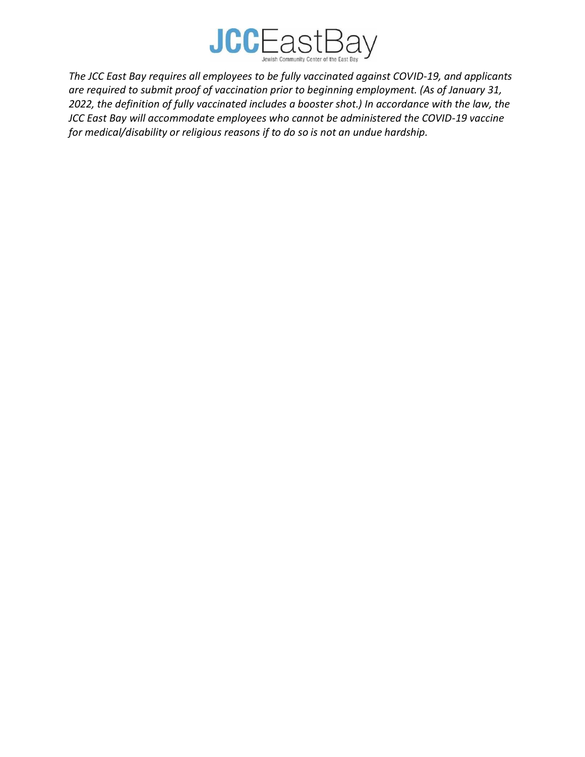*The JCC East Bay requires all employees to be fully vaccinated against COVID-19, and applicants are required to submit proof of vaccination prior to beginning employment. (As of January 31, 2022, the definition of fully vaccinated includes a booster shot.) In accordance with the law, the JCC East Bay will accommodate employees who cannot be administered the COVID-19 vaccine for medical/disability or religious reasons if to do so is not an undue hardship.*